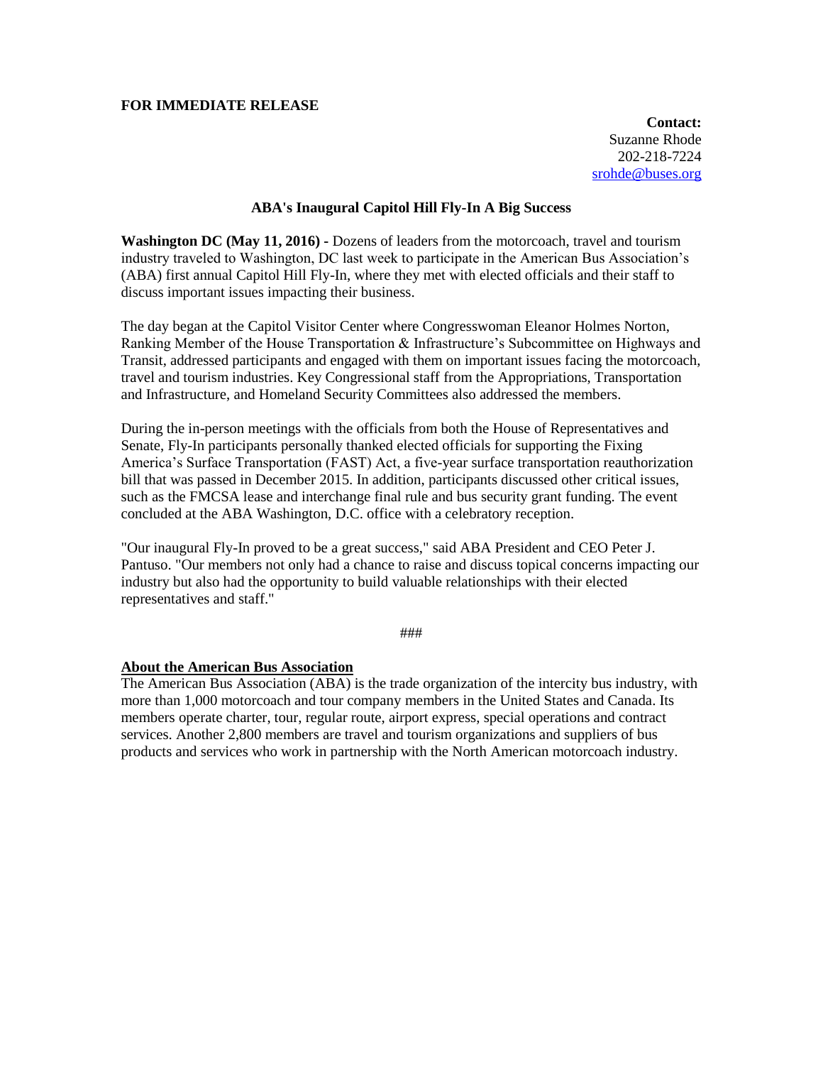**FOR IMMEDIATE RELEASE**

**Contact:**
Suzanne Rhode
202-218-7224
srohde@buses.org

**ABA's Inaugural Capitol Hill Fly-In A Big Success**

**Washington DC (May 11, 2016) -** Dozens of leaders from the motorcoach, travel and tourism industry traveled to Washington, DC last week to participate in the American Bus Association's (ABA) first annual Capitol Hill Fly-In, where they met with elected officials and their staff to discuss important issues impacting their business.

The day began at the Capitol Visitor Center where Congresswoman Eleanor Holmes Norton, Ranking Member of the House Transportation & Infrastructure's Subcommittee on Highways and Transit, addressed participants and engaged with them on important issues facing the motorcoach, travel and tourism industries. Key Congressional staff from the Appropriations, Transportation and Infrastructure, and Homeland Security Committees also addressed the members.

During the in-person meetings with the officials from both the House of Representatives and Senate, Fly-In participants personally thanked elected officials for supporting the Fixing America's Surface Transportation (FAST) Act, a five-year surface transportation reauthorization bill that was passed in December 2015. In addition, participants discussed other critical issues, such as the FMCSA lease and interchange final rule and bus security grant funding. The event concluded at the ABA Washington, D.C. office with a celebratory reception.

"Our inaugural Fly-In proved to be a great success," said ABA President and CEO Peter J. Pantuso. "Our members not only had a chance to raise and discuss topical concerns impacting our industry but also had the opportunity to build valuable relationships with their elected representatives and staff."

###

**About the American Bus Association**

The American Bus Association (ABA) is the trade organization of the intercity bus industry, with more than 1,000 motorcoach and tour company members in the United States and Canada. Its members operate charter, tour, regular route, airport express, special operations and contract services. Another 2,800 members are travel and tourism organizations and suppliers of bus products and services who work in partnership with the North American motorcoach industry.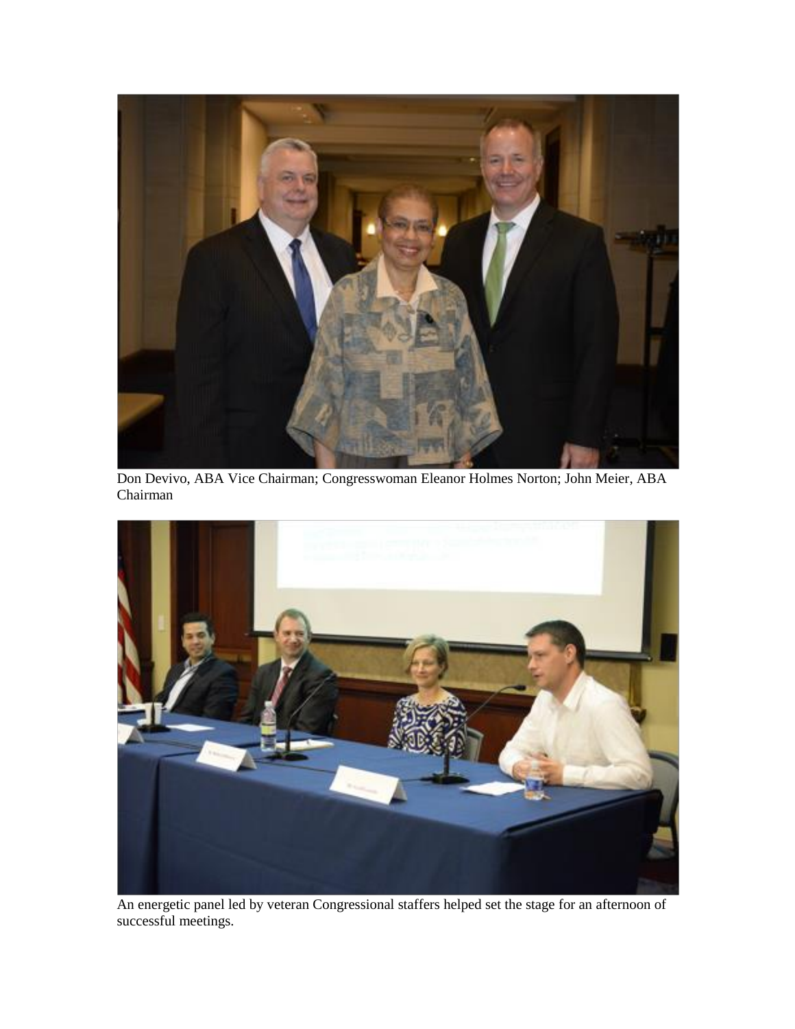Don Devivo, ABA Vice Chairman; Congresswoman Eleanor Holmes Norton; John Meier, ABA Chairman

An energetic panel led by veteran Congressional staffers helped set the stage for an afternoon of successful meetings.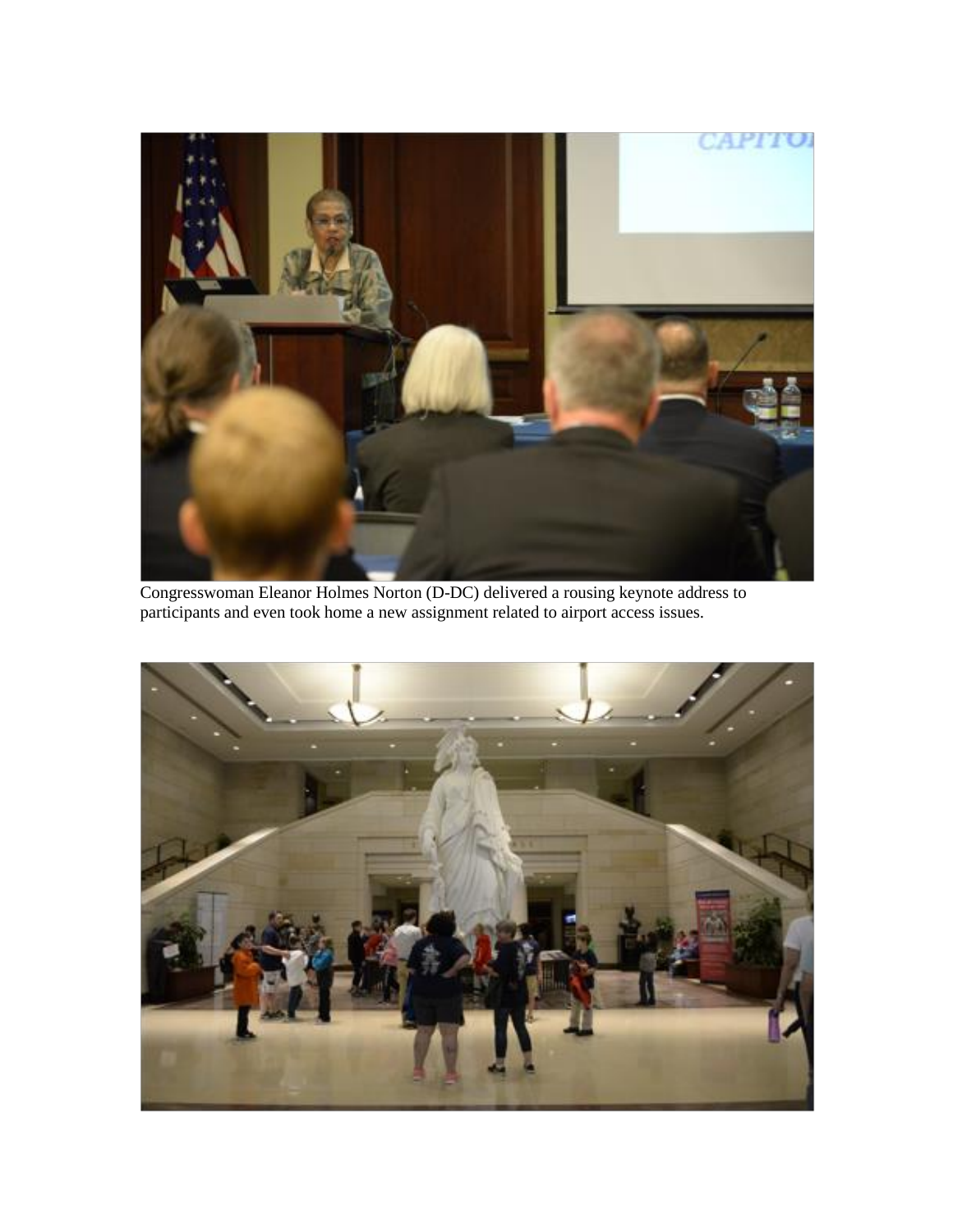Congresswoman Eleanor Holmes Norton (D-DC) delivered a rousing keynote address to participants and even took home a new assignment related to airport access issues.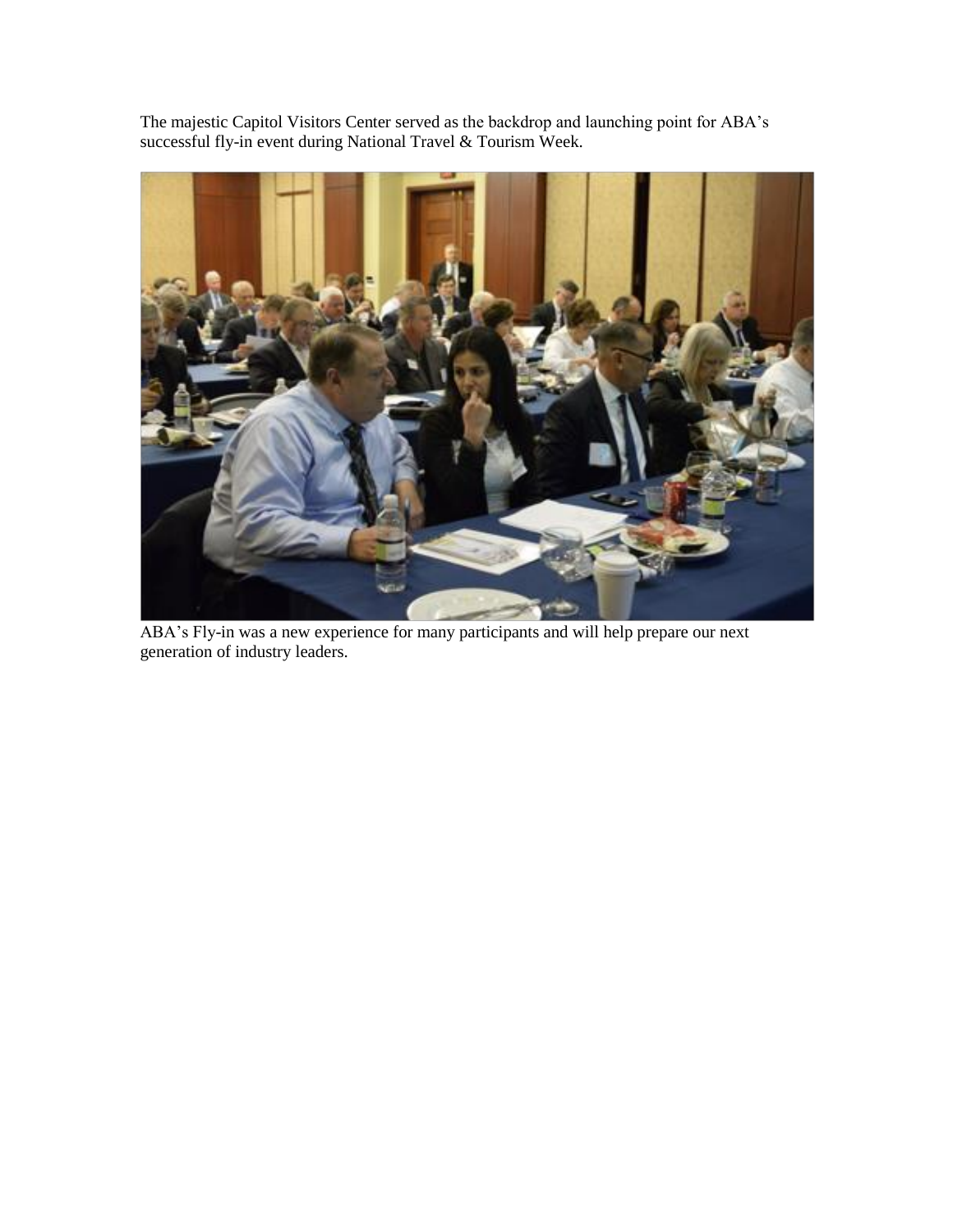The majestic Capitol Visitors Center served as the backdrop and launching point for ABA's successful fly-in event during National Travel & Tourism Week.

ABA's Fly-in was a new experience for many participants and will help prepare our next generation of industry leaders.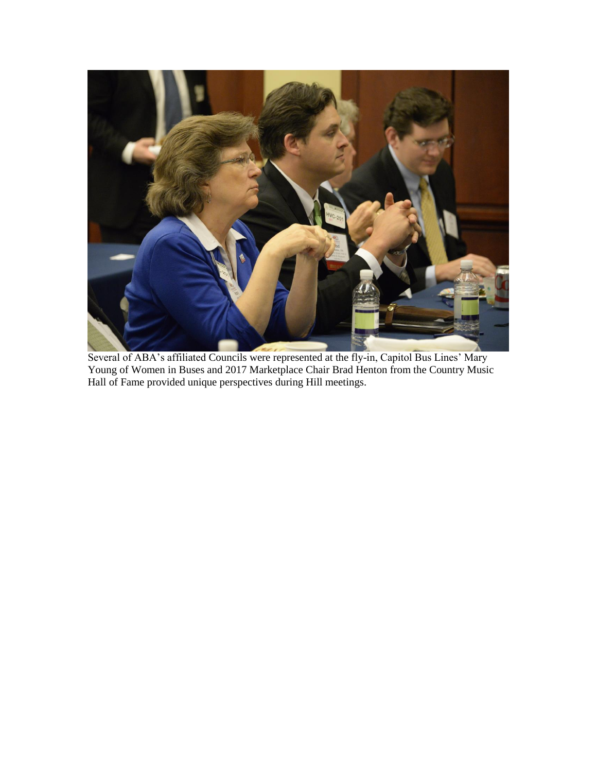Several of ABA's affiliated Councils were represented at the fly-in, Capitol Bus Lines' Mary Young of Women in Buses and 2017 Marketplace Chair Brad Henton from the Country Music Hall of Fame provided unique perspectives during Hill meetings.